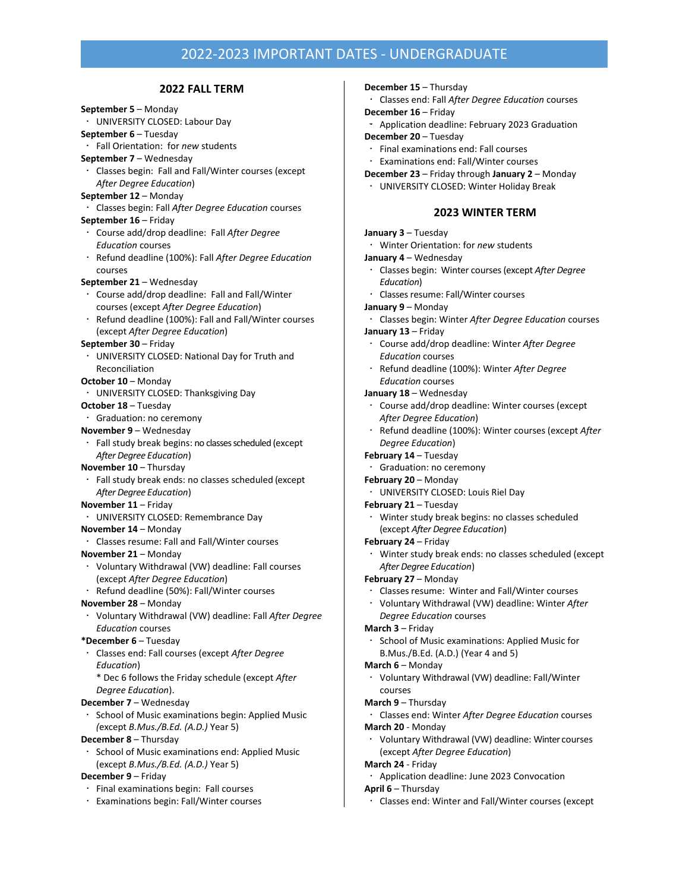# 2022-2023 IMPORTANT DATES - UNDERGRADUATE

## 2022 FALL TERM

**September 5** – Monday
- UNIVERSITY CLOSED: Labour Day

**September 6** – Tuesday
- Fall Orientation: for *new* students

**September 7** – Wednesday
- Classes begin: Fall and Fall/Winter courses (except *After Degree Education*)

**September 12** – Monday
- Classes begin: Fall *After Degree Education* courses

**September 16** – Friday
- Course add/drop deadline: Fall *After Degree Education* courses
- Refund deadline (100%): Fall *After Degree Education* courses

**September 21** – Wednesday
- Course add/drop deadline: Fall and Fall/Winter courses (except *After Degree Education*)
- Refund deadline (100%): Fall and Fall/Winter courses (except *After Degree Education*)

**September 30** – Friday
- UNIVERSITY CLOSED: National Day for Truth and Reconciliation

**October 10** – Monday
- UNIVERSITY CLOSED: Thanksgiving Day

**October 18** – Tuesday
- Graduation: no ceremony

**November 9** – Wednesday
- Fall study break begins: no classes scheduled (except *After Degree Education*)

**November 10** – Thursday
- Fall study break ends: no classes scheduled (except *After Degree Education*)

**November 11** – Friday
- UNIVERSITY CLOSED: Remembrance Day

**November 14** – Monday
- Classes resume: Fall and Fall/Winter courses

**November 21** – Monday
- Voluntary Withdrawal (VW) deadline: Fall courses (except *After Degree Education*)
- Refund deadline (50%): Fall/Winter courses

**November 28** – Monday
- Voluntary Withdrawal (VW) deadline: Fall *After Degree Education* courses

**\*December 6** – Tuesday
- Classes end: Fall courses (except *After Degree Education*)
  * Dec 6 follows the Friday schedule (except *After Degree Education*).

**December 7** – Wednesday
- School of Music examinations begin: Applied Music (except *B.Mus./B.Ed. (A.D.)* Year 5)

**December 8** – Thursday
- School of Music examinations end: Applied Music (except *B.Mus./B.Ed. (A.D.)* Year 5)

**December 9** – Friday
- Final examinations begin: Fall courses
- Examinations begin: Fall/Winter courses

**December 15** – Thursday
- Classes end: Fall *After Degree Education* courses

**December 16** – Friday
- Application deadline: February 2023 Graduation

**December 20** – Tuesday
- Final examinations end: Fall courses
- Examinations end: Fall/Winter courses

**December 23** – Friday through **January 2** – Monday
- UNIVERSITY CLOSED: Winter Holiday Break

## 2023 WINTER TERM

**January 3** – Tuesday
- Winter Orientation: for *new* students

**January 4** – Wednesday
- Classes begin: Winter courses (except *After Degree Education*)
- Classes resume: Fall/Winter courses

**January 9** – Monday
- Classes begin: Winter *After Degree Education* courses

**January 13** – Friday
- Course add/drop deadline: Winter *After Degree Education* courses
- Refund deadline (100%): Winter *After Degree Education* courses

**January 18** – Wednesday
- Course add/drop deadline: Winter courses (except *After Degree Education*)
- Refund deadline (100%): Winter courses (except *After Degree Education*)

**February 14** – Tuesday
- Graduation: no ceremony

**February 20** – Monday
- UNIVERSITY CLOSED: Louis Riel Day

**February 21** – Tuesday
- Winter study break begins: no classes scheduled (except *After Degree Education*)

**February 24** – Friday
- Winter study break ends: no classes scheduled (except *After Degree Education*)

**February 27** – Monday
- Classes resume: Winter and Fall/Winter courses
- Voluntary Withdrawal (VW) deadline: Winter *After Degree Education* courses

**March 3** – Friday
- School of Music examinations: Applied Music for B.Mus./B.Ed. (A.D.) (Year 4 and 5)

**March 6** – Monday
- Voluntary Withdrawal (VW) deadline: Fall/Winter courses

**March 9** – Thursday
- Classes end: Winter *After Degree Education* courses

**March 20** - Monday
- Voluntary Withdrawal (VW) deadline: Winter courses (except *After Degree Education*)

**March 24** - Friday
- Application deadline: June 2023 Convocation

**April 6** – Thursday
- Classes end: Winter and Fall/Winter courses (except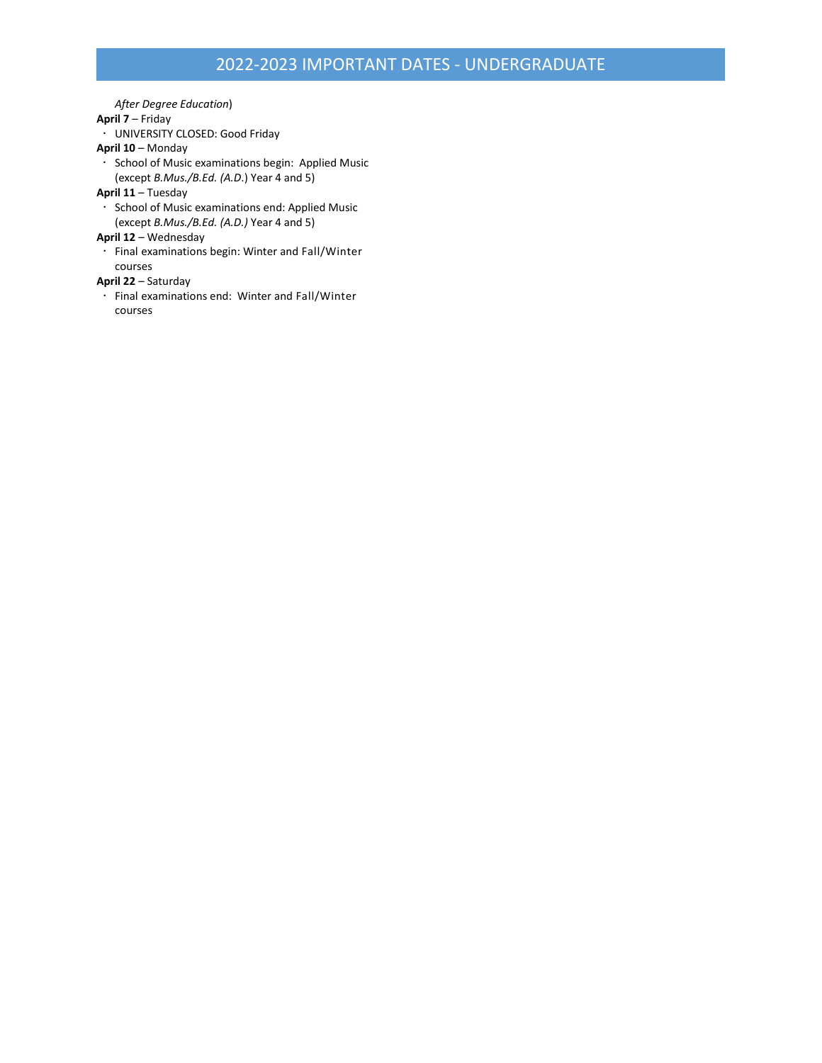*After Degree Education*)

**April 7** – Friday

- UNIVERSITY CLOSED: Good Friday

**April 10** – Monday

- School of Music examinations begin: Applied Music (except *B.Mus./B.Ed. (A.D.*) Year 4 and 5)

**April 11** – Tuesday

- School of Music examinations end: Applied Music (except *B.Mus./B.Ed. (A.D.)* Year 4 and 5)

**April 12** – Wednesday

- Final examinations begin: Winter and Fall/Winter courses

**April 22** – Saturday

- Final examinations end: Winter and Fall/Winter courses